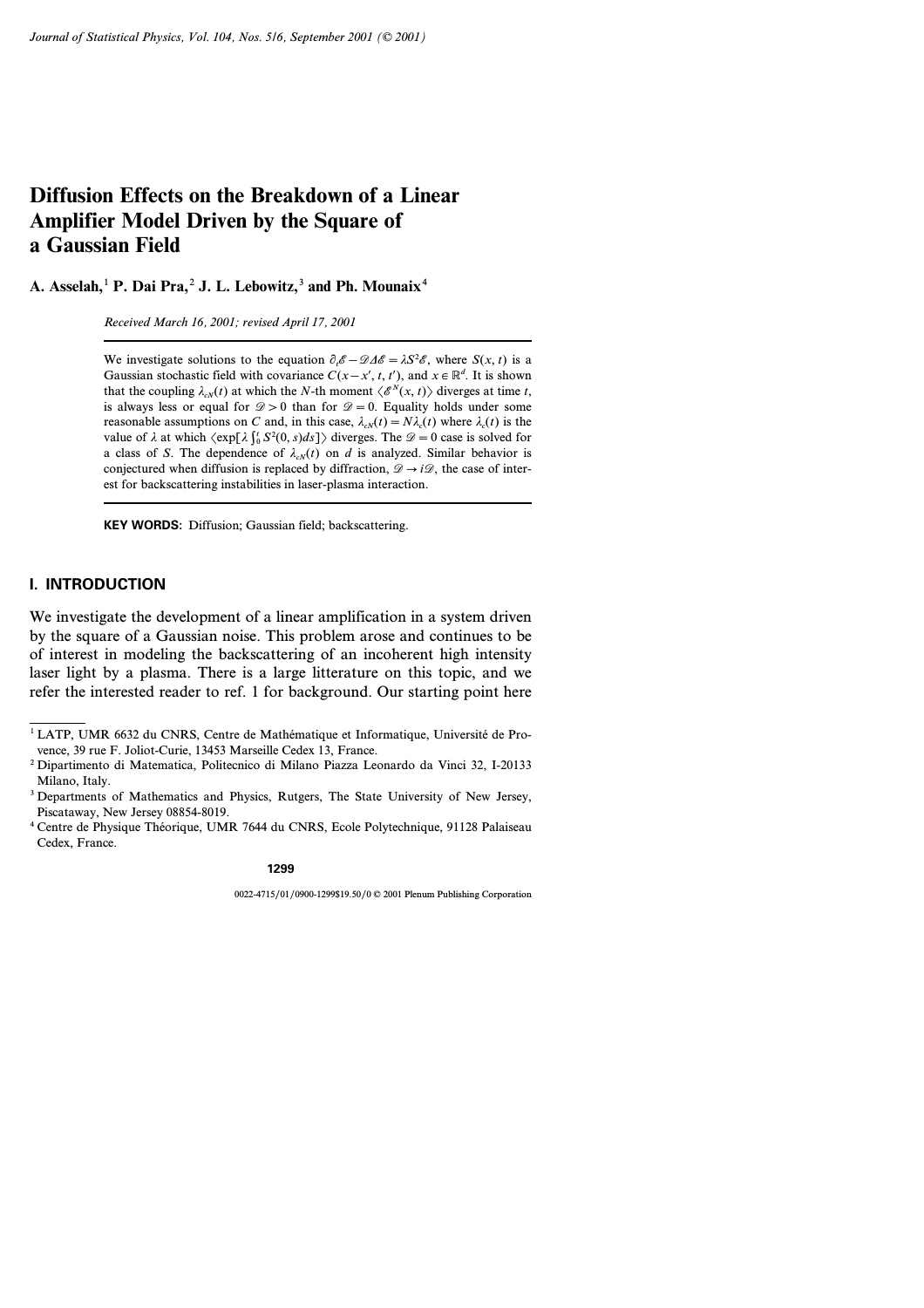# Diffusion Effects on the Breakdown of a Linear Amplifier Model Driven by the Square of a Gaussian Field

**A. Asselah,[1] P. Dai Pra,[2] J. L. Lebowitz,[3] and Ph. Mounaix[4]**

*Received March 16, 2001; revised April 17, 2001*

---

We investigate solutions to the equation $\partial_t \mathscr{E} - \mathscr{D} \Delta \mathscr{E} = \lambda S^2 \mathscr{E}$, where $S(x, t)$ is a Gaussian stochastic field with covariance $C(x - x', t, t')$, and $x \in \mathbb{R}^d$. It is shown that the coupling $\lambda_{cN}(t)$ at which the $N$-th moment $\langle \mathscr{E}^N(x, t) \rangle$ diverges at time $t$, is always less or equal for $\mathscr{D} > 0$ than for $\mathscr{D} = 0$. Equality holds under some reasonable assumptions on $C$ and, in this case, $\lambda_{cN}(t) = N \lambda_c(t)$ where $\lambda_c(t)$ is the value of $\lambda$ at which $\langle \exp[\lambda \int_0^t S^2(0, s) ds] \rangle$ diverges. The $\mathscr{D} = 0$ case is solved for a class of $S$. The dependence of $\lambda_{cN}(t)$ on $d$ is analyzed. Similar behavior is conjectured when diffusion is replaced by diffraction, $\mathscr{D} \to i\mathscr{D}$, the case of interest for backscattering instabilities in laser-plasma interaction.

---

**KEY WORDS:** Diffusion; Gaussian field; backscattering.

## I. INTRODUCTION

We investigate the development of a linear amplification in a system driven by the square of a Gaussian noise. This problem arose and continues to be of interest in modeling the backscattering of an incoherent high intensity laser light by a plasma. There is a large litterature on this topic, and we refer the interested reader to ref. 1 for background. Our starting point here

---

[1] LATP, UMR 6632 du CNRS, Centre de Mathématique et Informatique, Université de Provence, 39 rue F. Joliot-Curie, 13453 Marseille Cedex 13, France.

[2] Dipartimento di Matematica, Politecnico di Milano Piazza Leonardo da Vinci 32, I-20133 Milano, Italy.

[3] Departments of Mathematics and Physics, Rutgers, The State University of New Jersey, Piscataway, New Jersey 08854-8019.

[4] Centre de Physique Théorique, UMR 7644 du CNRS, Ecole Polytechnique, 91128 Palaiseau Cedex, France.

0022-4715/01/0900-1299$19.50/0 © 2001 Plenum Publishing Corporation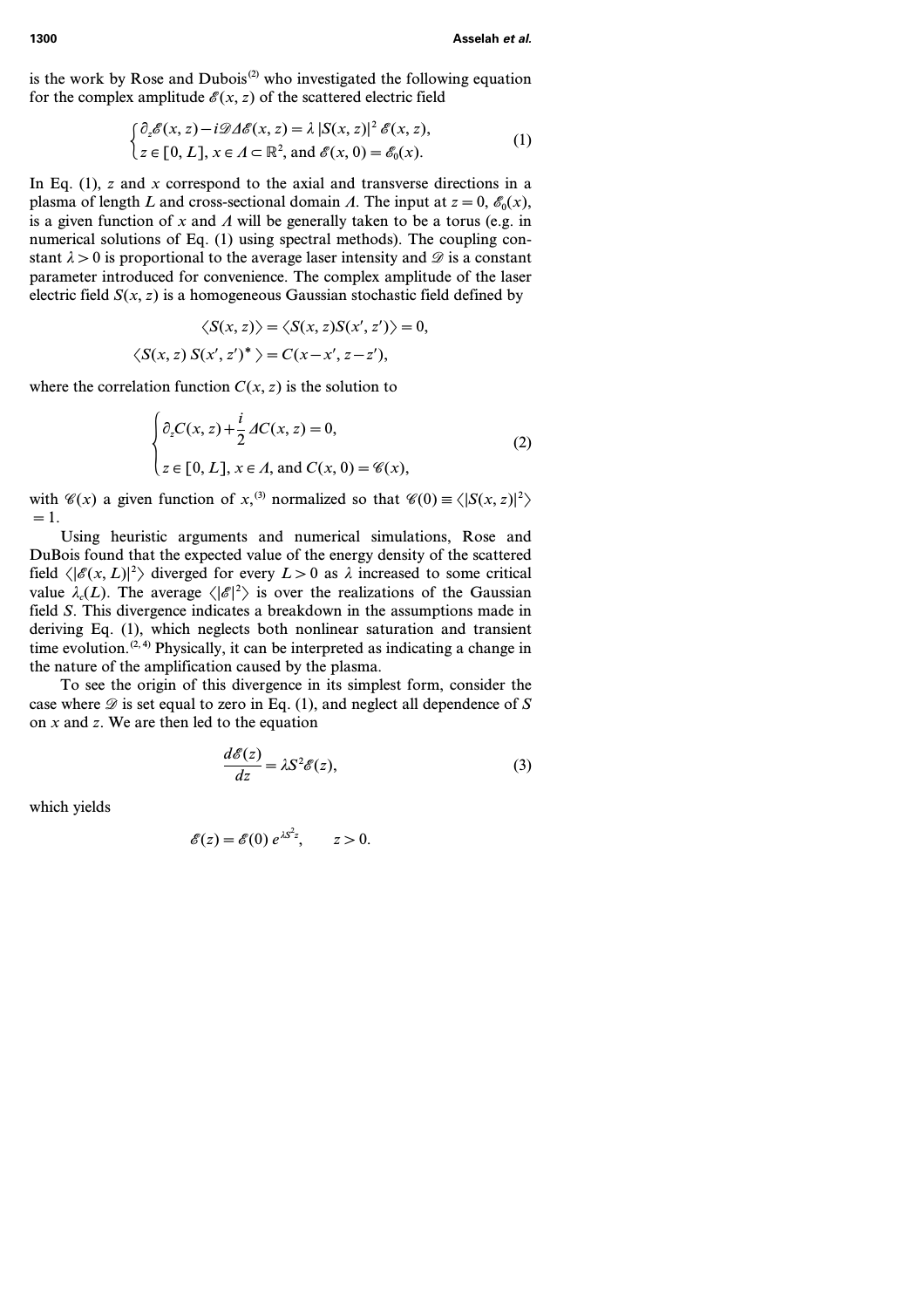is the work by Rose and Dubois[2] who investigated the following equation for the complex amplitude $\mathscr{E}(x, z)$ of the scattered electric field

$$\begin{cases} \partial_z \mathscr{E}(x, z) - i\mathscr{D}\Delta\mathscr{E}(x, z) = \lambda\, |S(x, z)|^2\, \mathscr{E}(x, z), \\ z \in [0, L],\, x \in \Lambda \subset \mathbb{R}^2, \text{ and } \mathscr{E}(x, 0) = \mathscr{E}_0(x). \end{cases} \tag{1}$$

In Eq. (1), $z$ and $x$ correspond to the axial and transverse directions in a plasma of length $L$ and cross-sectional domain $\Lambda$. The input at $z = 0$, $\mathscr{E}_0(x)$, is a given function of $x$ and $\Lambda$ will be generally taken to be a torus (e.g. in numerical solutions of Eq. (1) using spectral methods). The coupling constant $\lambda > 0$ is proportional to the average laser intensity and $\mathscr{D}$ is a constant parameter introduced for convenience. The complex amplitude of the laser electric field $S(x, z)$ is a homogeneous Gaussian stochastic field defined by

$$\langle S(x, z) \rangle = \langle S(x, z) S(x', z') \rangle = 0,$$

$$\langle S(x, z)\, S(x', z')^* \rangle = C(x - x', z - z'),$$

where the correlation function $C(x, z)$ is the solution to

$$\begin{cases} \partial_z C(x, z) + \dfrac{i}{2}\Delta C(x, z) = 0, \\ z \in [0, L],\, x \in \Lambda, \text{ and } C(x, 0) = \mathscr{C}(x), \end{cases} \tag{2}$$

with $\mathscr{C}(x)$ a given function of $x$,[3] normalized so that $\mathscr{C}(0) \equiv \langle |S(x, z)|^2 \rangle = 1$.

Using heuristic arguments and numerical simulations, Rose and DuBois found that the expected value of the energy density of the scattered field $\langle |\mathscr{E}(x, L)|^2 \rangle$ diverged for every $L > 0$ as $\lambda$ increased to some critical value $\lambda_c(L)$. The average $\langle |\mathscr{E}|^2 \rangle$ is over the realizations of the Gaussian field $S$. This divergence indicates a breakdown in the assumptions made in deriving Eq. (1), which neglects both nonlinear saturation and transient time evolution.[2,4] Physically, it can be interpreted as indicating a change in the nature of the amplification caused by the plasma.

To see the origin of this divergence in its simplest form, consider the case where $\mathscr{D}$ is set equal to zero in Eq. (1), and neglect all dependence of $S$ on $x$ and $z$. We are then led to the equation

$$\frac{d\mathscr{E}(z)}{dz} = \lambda S^2 \mathscr{E}(z), \tag{3}$$

which yields

$$\mathscr{E}(z) = \mathscr{E}(0)\, e^{\lambda S^2 z}, \qquad z > 0.$$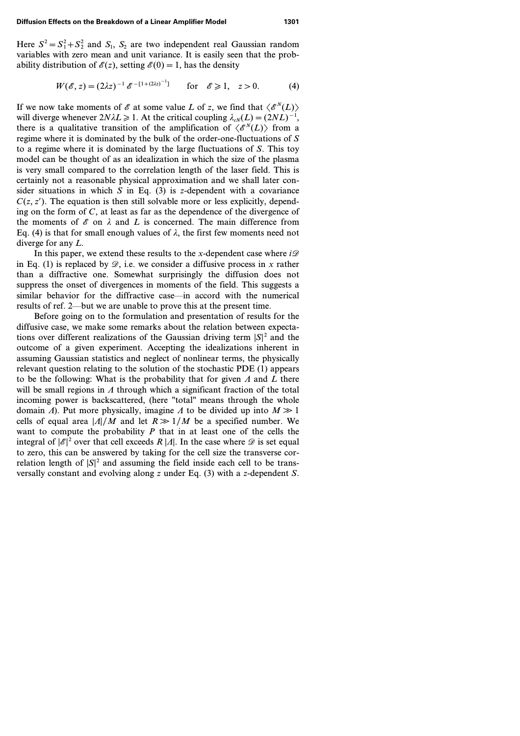Here $S^2 = S_1^2 + S_2^2$ and $S_1$, $S_2$ are two independent real Gaussian random variables with zero mean and unit variance. It is easily seen that the probability distribution of $\mathscr{E}(z)$, setting $\mathscr{E}(0) = 1$, has the density

$$W(\mathscr{E}, z) = (2\lambda z)^{-1}\, \mathscr{E}^{-[1+(2\lambda z)^{-1}]} \qquad \text{for} \quad \mathscr{E} \geqslant 1, \quad z > 0. \tag{4}$$

If we now take moments of $\mathscr{E}$ at some value $L$ of $z$, we find that $\langle \mathscr{E}^N(L) \rangle$ will diverge whenever $2N\lambda L \geqslant 1$. At the critical coupling $\lambda_{cN}(L) = (2NL)^{-1}$, there is a qualitative transition of the amplification of $\langle \mathscr{E}^N(L) \rangle$ from a regime where it is dominated by the bulk of the order-one-fluctuations of $S$ to a regime where it is dominated by the large fluctuations of $S$. This toy model can be thought of as an idealization in which the size of the plasma is very small compared to the correlation length of the laser field. This is certainly not a reasonable physical approximation and we shall later consider situations in which $S$ in Eq. (3) is $z$-dependent with a covariance $C(z, z')$. The equation is then still solvable more or less explicitly, depending on the form of $C$, at least as far as the dependence of the divergence of the moments of $\mathscr{E}$ on $\lambda$ and $L$ is concerned. The main difference from Eq. (4) is that for small enough values of $\lambda$, the first few moments need not diverge for any $L$.

In this paper, we extend these results to the $x$-dependent case where $i\mathscr{D}$ in Eq. (1) is replaced by $\mathscr{D}$, i.e. we consider a diffusive process in $x$ rather than a diffractive one. Somewhat surprisingly the diffusion does not suppress the onset of divergences in moments of the field. This suggests a similar behavior for the diffractive case—in accord with the numerical results of ref. 2—but we are unable to prove this at the present time.

Before going on to the formulation and presentation of results for the diffusive case, we make some remarks about the relation between expectations over different realizations of the Gaussian driving term $|S|^2$ and the outcome of a given experiment. Accepting the idealizations inherent in assuming Gaussian statistics and neglect of nonlinear terms, the physically relevant question relating to the solution of the stochastic PDE (1) appears to be the following: What is the probability that for given $\Lambda$ and $L$ there will be small regions in $\Lambda$ through which a significant fraction of the total incoming power is backscattered, (here "total" means through the whole domain $\Lambda$). Put more physically, imagine $\Lambda$ to be divided up into $M \gg 1$ cells of equal area $|\Lambda|/M$ and let $R \gg 1/M$ be a specified number. We want to compute the probability $P$ that in at least one of the cells the integral of $|\mathscr{E}|^2$ over that cell exceeds $R\,|\Lambda|$. In the case where $\mathscr{D}$ is set equal to zero, this can be answered by taking for the cell size the transverse correlation length of $|S|^2$ and assuming the field inside each cell to be transversally constant and evolving along $z$ under Eq. (3) with a $z$-dependent $S$.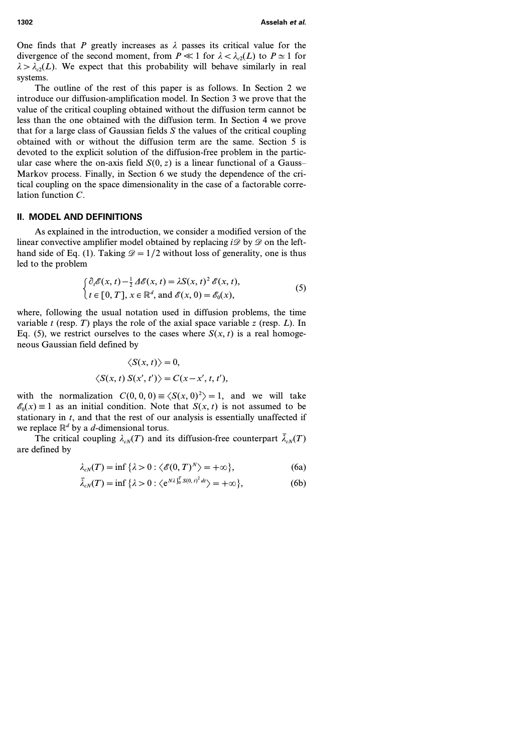One finds that $P$ greatly increases as $\lambda$ passes its critical value for the divergence of the second moment, from $P \ll 1$ for $\lambda < \lambda_{c2}(L)$ to $P \simeq 1$ for $\lambda > \lambda_{c2}(L)$. We expect that this probability will behave similarly in real systems.

The outline of the rest of this paper is as follows. In Section 2 we introduce our diffusion-amplification model. In Section 3 we prove that the value of the critical coupling obtained without the diffusion term cannot be less than the one obtained with the diffusion term. In Section 4 we prove that for a large class of Gaussian fields $S$ the values of the critical coupling obtained with or without the diffusion term are the same. Section 5 is devoted to the explicit solution of the diffusion-free problem in the particular case where the on-axis field $S(0, z)$ is a linear functional of a Gauss–Markov process. Finally, in Section 6 we study the dependence of the critical coupling on the space dimensionality in the case of a factorable correlation function $C$.

## II. MODEL AND DEFINITIONS

As explained in the introduction, we consider a modified version of the linear convective amplifier model obtained by replacing $i\mathscr{D}$ by $\mathscr{D}$ on the left-hand side of Eq. (1). Taking $\mathscr{D} = 1/2$ without loss of generality, one is thus led to the problem

$$
\begin{cases} \partial_t \mathscr{E}(x, t) - \frac{1}{2} \Delta \mathscr{E}(x, t) = \lambda S(x, t)^2 \, \mathscr{E}(x, t), \\ t \in [0, T], \, x \in \mathbb{R}^d, \text{ and } \mathscr{E}(x, 0) = \mathscr{E}_0(x), \end{cases} \tag{5}
$$

where, following the usual notation used in diffusion problems, the time variable $t$ (resp. $T$) plays the role of the axial space variable $z$ (resp. $L$). In Eq. (5), we restrict ourselves to the cases where $S(x, t)$ is a real homogeneous Gaussian field defined by

$$
\langle S(x, t) \rangle = 0,
$$

$$
\langle S(x, t) \, S(x', t') \rangle = C(x - x', t, t'),
$$

with the normalization $C(0, 0, 0) \equiv \langle S(x, 0)^2 \rangle = 1$, and we will take $\mathscr{E}_0(x) \equiv 1$ as an initial condition. Note that $S(x, t)$ is not assumed to be stationary in $t$, and that the rest of our analysis is essentially unaffected if we replace $\mathbb{R}^d$ by a $d$-dimensional torus.

The critical coupling $\lambda_{cN}(T)$ and its diffusion-free counterpart $\bar{\lambda}_{cN}(T)$ are defined by

$$
\lambda_{cN}(T) = \inf \{ \lambda > 0 : \langle \mathscr{E}(0, T)^N \rangle = +\infty \}, \tag{6a}
$$

$$
\bar{\lambda}_{cN}(T) = \inf \{ \lambda > 0 : \langle e^{N\lambda \int_0^T S(0, t)^2 \, dt} \rangle = +\infty \}, \tag{6b}
$$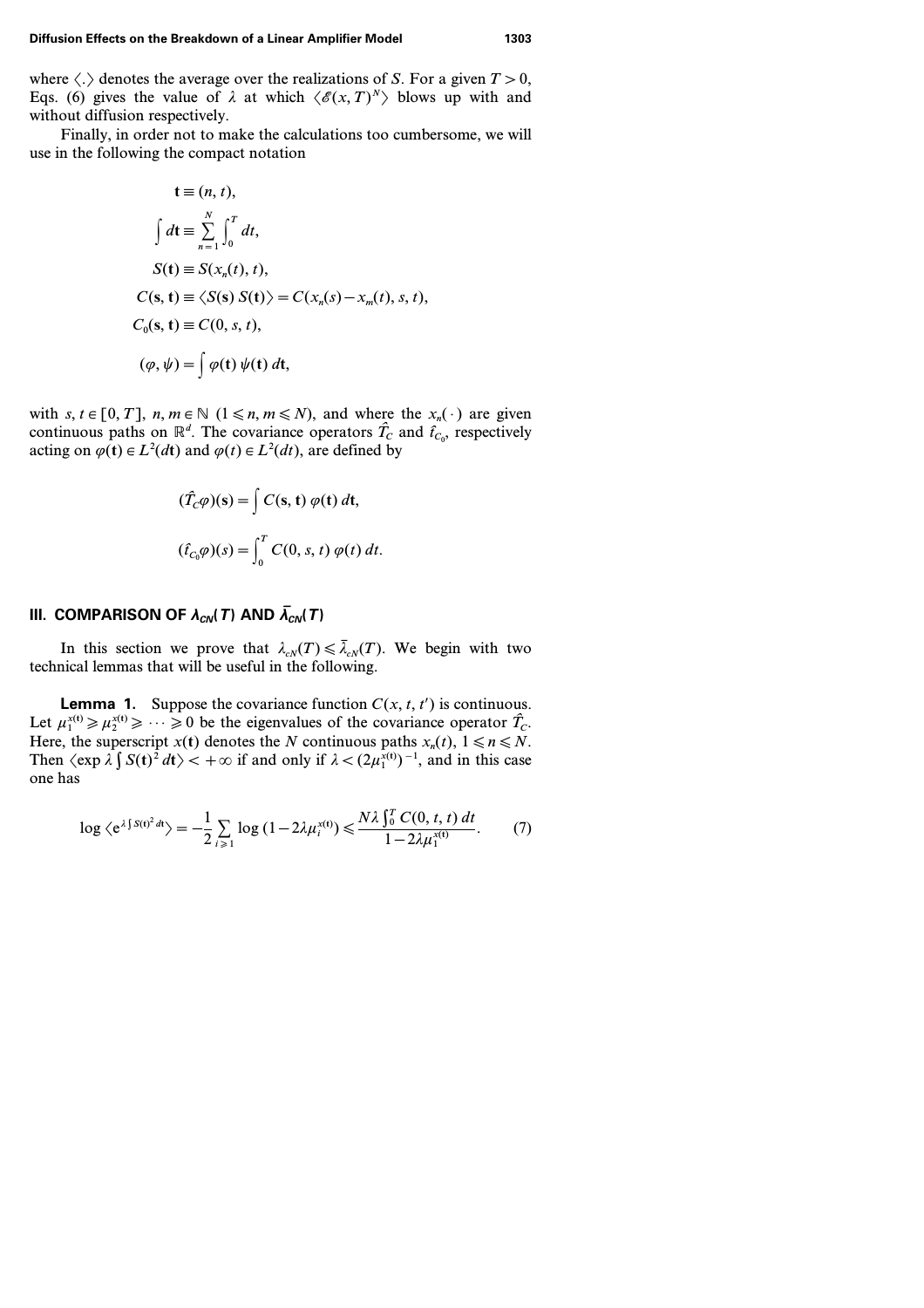where $\langle . \rangle$ denotes the average over the realizations of $S$. For a given $T > 0$, Eqs. (6) gives the value of $\lambda$ at which $\langle \mathscr{E}(x, T)^N \rangle$ blows up with and without diffusion respectively.

Finally, in order not to make the calculations too cumbersome, we will use in the following the compact notation

$$
\begin{aligned}
\mathbf{t} &\equiv (n, t), \\
\int d\mathbf{t} &\equiv \sum_{n=1}^{N} \int_0^T dt, \\
S(\mathbf{t}) &\equiv S(x_n(t), t), \\
C(\mathbf{s}, \mathbf{t}) &\equiv \langle S(\mathbf{s})\, S(\mathbf{t}) \rangle = C(x_n(s) - x_m(t), s, t), \\
C_0(\mathbf{s}, \mathbf{t}) &\equiv C(0, s, t), \\
(\varphi, \psi) &= \int \varphi(\mathbf{t})\, \psi(\mathbf{t})\, d\mathbf{t},
\end{aligned}
$$

with $s, t \in [0, T]$, $n, m \in \mathbb{N}$ $(1 \leqslant n, m \leqslant N)$, and where the $x_n(\cdot)$ are given continuous paths on $\mathbb{R}^d$. The covariance operators $\hat{T}_C$ and $\hat{t}_{C_0}$, respectively acting on $\varphi(\mathbf{t}) \in L^2(d\mathbf{t})$ and $\varphi(t) \in L^2(dt)$, are defined by

$$
\begin{aligned}
(\hat{T}_C \varphi)(\mathbf{s}) &= \int C(\mathbf{s}, \mathbf{t})\, \varphi(\mathbf{t})\, d\mathbf{t}, \\
(\hat{t}_{C_0} \varphi)(s) &= \int_0^T C(0, s, t)\, \varphi(t)\, dt.
\end{aligned}
$$

## III. COMPARISON OF $\lambda_{CN}(T)$ AND $\bar{\lambda}_{CN}(T)$

In this section we prove that $\lambda_{cN}(T) \leqslant \bar{\lambda}_{cN}(T)$. We begin with two technical lemmas that will be useful in the following.

**Lemma 1.** Suppose the covariance function $C(x, t, t')$ is continuous. Let $\mu_1^{x(\mathbf{t})} \geqslant \mu_2^{x(\mathbf{t})} \geqslant \cdots \geqslant 0$ be the eigenvalues of the covariance operator $\hat{T}_C$. Here, the superscript $x(\mathbf{t})$ denotes the $N$ continuous paths $x_n(t)$, $1 \leqslant n \leqslant N$. Then $\langle \exp \lambda \int S(\mathbf{t})^2\, d\mathbf{t} \rangle < +\infty$ if and only if $\lambda < (2\mu_1^{x(\mathbf{t})})^{-1}$, and in this case one has

$$
\log \langle e^{\lambda \int S(\mathbf{t})^2 d\mathbf{t}} \rangle = -\frac{1}{2} \sum_{i \geqslant 1} \log (1 - 2\lambda \mu_i^{x(\mathbf{t})}) \leqslant \frac{N\lambda \int_0^T C(0, t, t)\, dt}{1 - 2\lambda \mu_1^{x(\mathbf{t})}}. \tag{7}
$$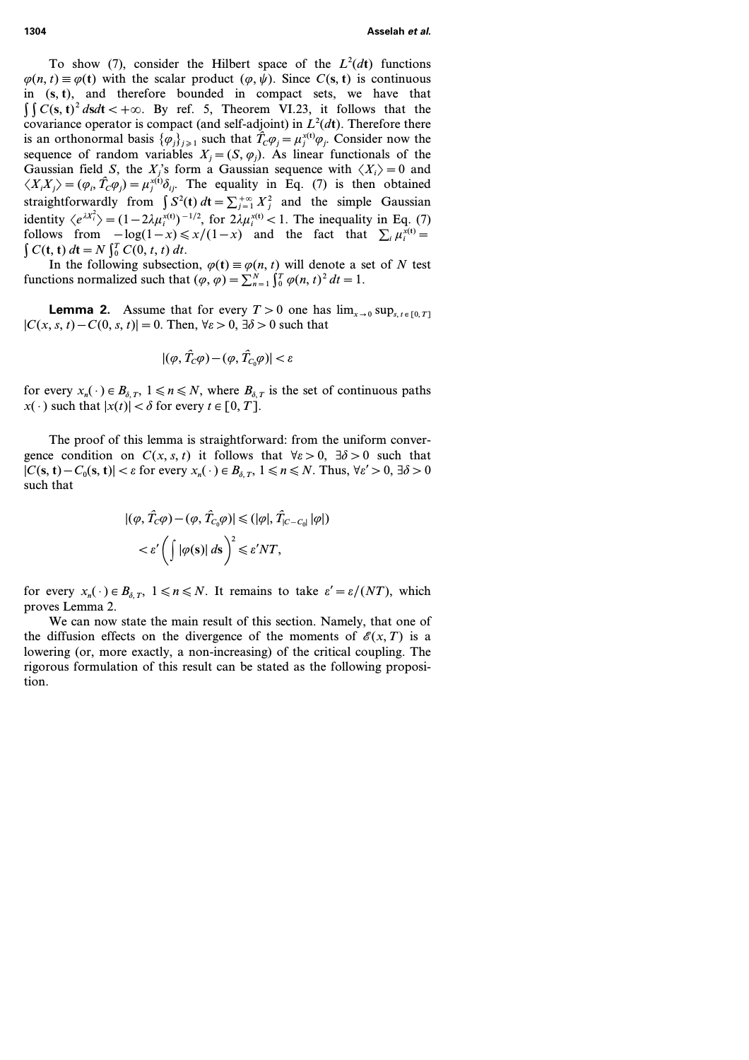To show (7), consider the Hilbert space of the $L^2(d\mathbf{t})$ functions $\varphi(n, t) \equiv \varphi(\mathbf{t})$ with the scalar product $(\varphi, \psi)$. Since $C(\mathbf{s}, \mathbf{t})$ is continuous in $(\mathbf{s}, \mathbf{t})$, and therefore bounded in compact sets, we have that $\int\int C(\mathbf{s}, \mathbf{t})^2 \, d\mathbf{s} d\mathbf{t} < +\infty$. By ref. 5, Theorem VI.23, it follows that the covariance operator is compact (and self-adjoint) in $L^2(d\mathbf{t})$. Therefore there is an orthonormal basis $\{\varphi_j\}_{j \geqslant 1}$ such that $\hat{T}_C \varphi_j = \mu_j^{x(\mathbf{t})} \varphi_j$. Consider now the sequence of random variables $X_j = (S, \varphi_j)$. As linear functionals of the Gaussian field $S$, the $X_j$'s form a Gaussian sequence with $\langle X_i \rangle = 0$ and $\langle X_i X_j \rangle = (\varphi_i, \hat{T}_C \varphi_j) = \mu_j^{x(\mathbf{t})} \delta_{ij}$. The equality in Eq. (7) is then obtained straightforwardly from $\int S^2(\mathbf{t}) \, d\mathbf{t} = \sum_{j=1}^{+\infty} X_j^2$ and the simple Gaussian identity $\langle e^{\lambda X_i^2} \rangle = (1 - 2\lambda \mu_i^{x(\mathbf{t})})^{-1/2}$, for $2\lambda \mu_i^{x(\mathbf{t})} < 1$. The inequality in Eq. (7) follows from $-\log(1-x) \leqslant x/(1-x)$ and the fact that $\sum_i \mu_i^{x(\mathbf{t})} = \int C(\mathbf{t}, \mathbf{t}) \, d\mathbf{t} = N \int_0^T C(0, t, t) \, dt$.

In the following subsection, $\varphi(\mathbf{t}) \equiv \varphi(n, t)$ will denote a set of $N$ test functions normalized such that $(\varphi, \varphi) = \sum_{n=1}^N \int_0^T \varphi(n, t)^2 \, dt = 1$.

**Lemma 2.** Assume that for every $T > 0$ one has $\lim_{x \to 0} \sup_{s, t \in [0, T]} |C(x, s, t) - C(0, s, t)| = 0$. Then, $\forall \varepsilon > 0$, $\exists \delta > 0$ such that

$$
|(\varphi, \hat{T}_C \varphi) - (\varphi, \hat{T}_{C_0} \varphi)| < \varepsilon
$$

for every $x_n(\cdot) \in B_{\delta, T}$, $1 \leqslant n \leqslant N$, where $B_{\delta, T}$ is the set of continuous paths $x(\cdot)$ such that $|x(t)| < \delta$ for every $t \in [0, T]$.

The proof of this lemma is straightforward: from the uniform convergence condition on $C(x, s, t)$ it follows that $\forall \varepsilon > 0$, $\exists \delta > 0$ such that $|C(\mathbf{s}, \mathbf{t}) - C_0(\mathbf{s}, \mathbf{t})| < \varepsilon$ for every $x_n(\cdot) \in B_{\delta, T}$, $1 \leqslant n \leqslant N$. Thus, $\forall \varepsilon' > 0$, $\exists \delta > 0$ such that

$$
\begin{aligned}
|(\varphi, \hat{T}_C \varphi) - (\varphi, \hat{T}_{C_0} \varphi)| &\leqslant (|\varphi|, \hat{T}_{|C - C_0|} |\varphi|) \\
&< \varepsilon' \left( \int |\varphi(\mathbf{s})| \, d\mathbf{s} \right)^2 \leqslant \varepsilon' NT,
\end{aligned}
$$

for every $x_n(\cdot) \in B_{\delta, T}$, $1 \leqslant n \leqslant N$. It remains to take $\varepsilon' = \varepsilon/(NT)$, which proves Lemma 2.

We can now state the main result of this section. Namely, that one of the diffusion effects on the divergence of the moments of $\mathscr{E}(x, T)$ is a lowering (or, more exactly, a non-increasing) of the critical coupling. The rigorous formulation of this result can be stated as the following proposition.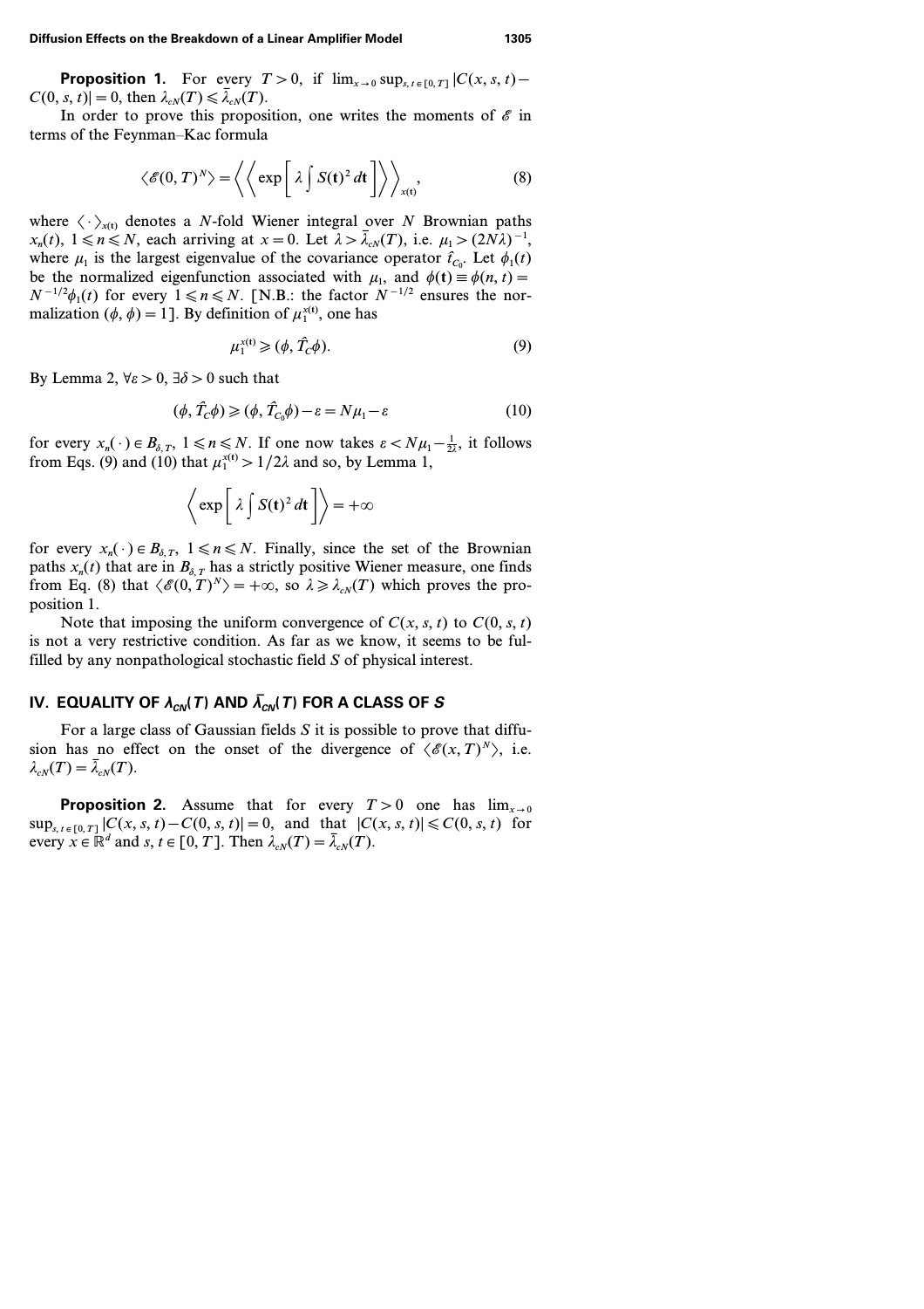**Proposition 1.** For every $T > 0$, if $\lim_{x \to 0} \sup_{s, t \in [0, T]} |C(x, s, t) - C(0, s, t)| = 0$, then $\lambda_{cN}(T) \leqslant \bar{\lambda}_{cN}(T)$.

In order to prove this proposition, one writes the moments of $\mathscr{E}$ in terms of the Feynman–Kac formula

$$\langle \mathscr{E}(0, T)^N \rangle = \left\langle \left\langle \exp\left[ \lambda \int S(\mathbf{t})^2 \, d\mathbf{t} \right] \right\rangle \right\rangle_{x(\mathbf{t})}, \tag{8}$$

where $\langle \cdot \rangle_{x(\mathbf{t})}$ denotes a $N$-fold Wiener integral over $N$ Brownian paths $x_n(t)$, $1 \leqslant n \leqslant N$, each arriving at $x = 0$. Let $\lambda > \bar{\lambda}_{cN}(T)$, i.e. $\mu_1 > (2N\lambda)^{-1}$, where $\mu_1$ is the largest eigenvalue of the covariance operator $\hat{t}_{C_0}$. Let $\phi_1(t)$ be the normalized eigenfunction associated with $\mu_1$, and $\phi(\mathbf{t}) \equiv \phi(n, t) = N^{-1/2} \phi_1(t)$ for every $1 \leqslant n \leqslant N$. [N.B.: the factor $N^{-1/2}$ ensures the normalization $(\phi, \phi) = 1$]. By definition of $\mu_1^{x(\mathbf{t})}$, one has

$$\mu_1^{x(\mathbf{t})} \geqslant (\phi, \hat{T}_C \phi). \tag{9}$$

By Lemma 2, $\forall \varepsilon > 0$, $\exists \delta > 0$ such that

$$(\phi, \hat{T}_C \phi) \geqslant (\phi, \hat{T}_{C_0} \phi) - \varepsilon = N\mu_1 - \varepsilon \tag{10}$$

for every $x_n(\cdot) \in B_{\delta, T}$, $1 \leqslant n \leqslant N$. If one now takes $\varepsilon < N\mu_1 - \frac{1}{2\lambda}$, it follows from Eqs. (9) and (10) that $\mu_1^{x(\mathbf{t})} > 1/2\lambda$ and so, by Lemma 1,

$$\left\langle \exp\left[ \lambda \int S(\mathbf{t})^2 \, d\mathbf{t} \right] \right\rangle = +\infty$$

for every $x_n(\cdot) \in B_{\delta, T}$, $1 \leqslant n \leqslant N$. Finally, since the set of the Brownian paths $x_n(t)$ that are in $B_{\delta, T}$ has a strictly positive Wiener measure, one finds from Eq. (8) that $\langle \mathscr{E}(0, T)^N \rangle = +\infty$, so $\lambda \geqslant \lambda_{cN}(T)$ which proves the proposition 1.

Note that imposing the uniform convergence of $C(x, s, t)$ to $C(0, s, t)$ is not a very restrictive condition. As far as we know, it seems to be fulfilled by any nonpathological stochastic field $S$ of physical interest.

## IV. EQUALITY OF $\lambda_{cN}(T)$ AND $\bar{\lambda}_{cN}(T)$ FOR A CLASS OF $S$

For a large class of Gaussian fields $S$ it is possible to prove that diffusion has no effect on the onset of the divergence of $\langle \mathscr{E}(x, T)^N \rangle$, i.e. $\lambda_{cN}(T) = \bar{\lambda}_{cN}(T)$.

**Proposition 2.** Assume that for every $T > 0$ one has $\lim_{x \to 0} \sup_{s, t \in [0, T]} |C(x, s, t) - C(0, s, t)| = 0$, and that $|C(x, s, t)| \leqslant C(0, s, t)$ for every $x \in \mathbb{R}^d$ and $s, t \in [0, T]$. Then $\lambda_{cN}(T) = \bar{\lambda}_{cN}(T)$.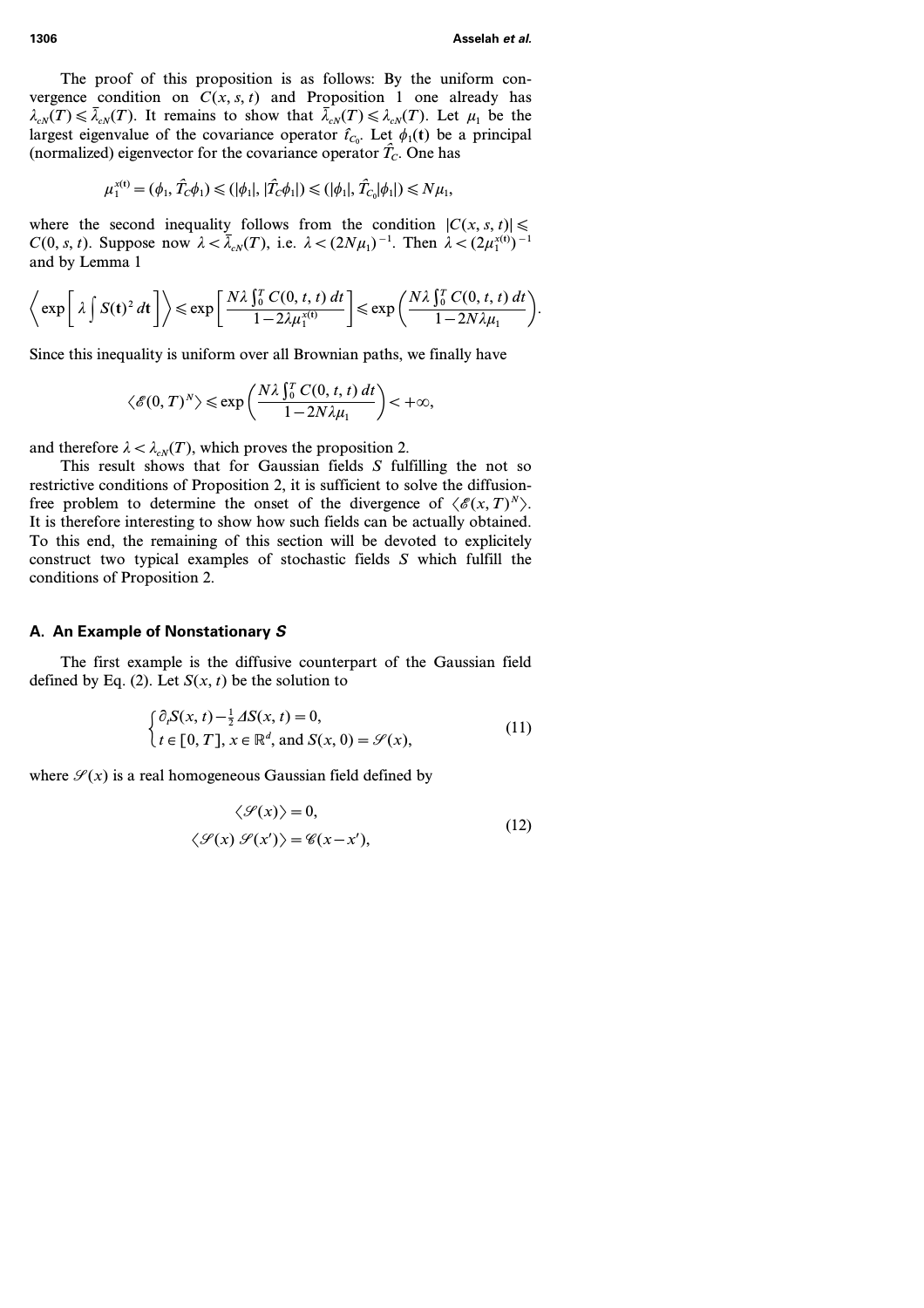The proof of this proposition is as follows: By the uniform convergence condition on $C(x, s, t)$ and Proposition 1 one already has $\lambda_{cN}(T) \leqslant \bar{\lambda}_{cN}(T)$. It remains to show that $\bar{\lambda}_{cN}(T) \leqslant \lambda_{cN}(T)$. Let $\mu_1$ be the largest eigenvalue of the covariance operator $\hat{t}_{C_0}$. Let $\phi_1(\mathbf{t})$ be a principal (normalized) eigenvector for the covariance operator $\hat{T}_C$. One has

$$\mu_1^{x(\mathbf{t})} = (\phi_1, \hat{T}_C \phi_1) \leqslant (|\phi_1|, |\hat{T}_C \phi_1|) \leqslant (|\phi_1|, \hat{T}_{C_0} |\phi_1|) \leqslant N\mu_1,$$

where the second inequality follows from the condition $|C(x, s, t)| \leqslant C(0, s, t)$. Suppose now $\lambda < \bar{\lambda}_{cN}(T)$, i.e. $\lambda < (2N\mu_1)^{-1}$. Then $\lambda < (2\mu_1^{x(\mathbf{t})})^{-1}$ and by Lemma 1

$$\left\langle \exp\left[\lambda \int S(\mathbf{t})^2 \, dt\right]\right\rangle \leqslant \exp\left[\frac{N\lambda \int_0^T C(0, t, t)\, dt}{1 - 2\lambda \mu_1^{x(\mathbf{t})}}\right] \leqslant \exp\left(\frac{N\lambda \int_0^T C(0, t, t)\, dt}{1 - 2N\lambda \mu_1}\right).$$

Since this inequality is uniform over all Brownian paths, we finally have

$$\langle \mathscr{E}(0, T)^N \rangle \leqslant \exp\left(\frac{N\lambda \int_0^T C(0, t, t)\, dt}{1 - 2N\lambda \mu_1}\right) < +\infty,$$

and therefore $\lambda < \lambda_{cN}(T)$, which proves the proposition 2.

This result shows that for Gaussian fields $S$ fulfilling the not so restrictive conditions of Proposition 2, it is sufficient to solve the diffusion-free problem to determine the onset of the divergence of $\langle \mathscr{E}(x, T)^N \rangle$. It is therefore interesting to show how such fields can be actually obtained. To this end, the remaining of this section will be devoted to explicitely construct two typical examples of stochastic fields $S$ which fulfill the conditions of Proposition 2.

### A. An Example of Nonstationary *S*

The first example is the diffusive counterpart of the Gaussian field defined by Eq. (2). Let $S(x, t)$ be the solution to

$$\begin{cases} \partial_t S(x, t) - \frac{1}{2} \Delta S(x, t) = 0, \\ t \in [0, T],\ x \in \mathbb{R}^d, \text{ and } S(x, 0) = \mathscr{S}(x), \end{cases} \tag{11}$$

where $\mathscr{S}(x)$ is a real homogeneous Gaussian field defined by

$$\begin{aligned} \langle \mathscr{S}(x) \rangle &= 0, \\ \langle \mathscr{S}(x)\, \mathscr{S}(x') \rangle &= \mathscr{C}(x - x'), \end{aligned} \tag{12}$$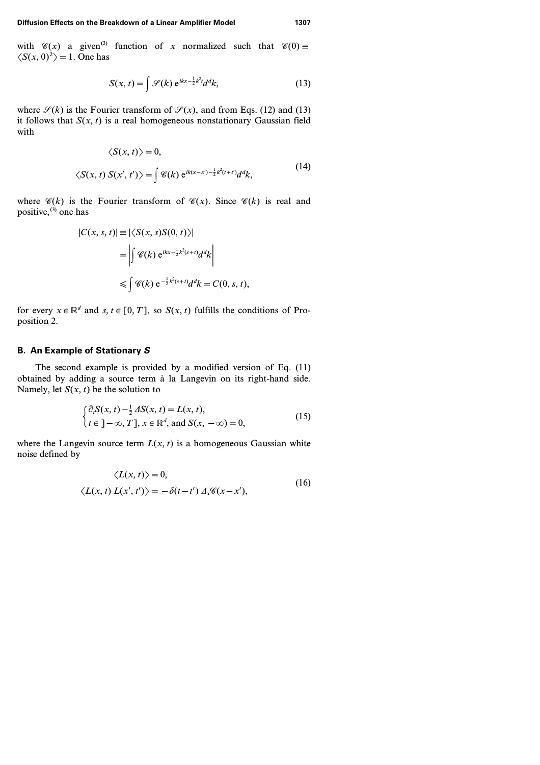with $\mathscr{C}(x)$ a given[3] function of $x$ normalized such that $\mathscr{C}(0) \equiv \langle S(x, 0)^2 \rangle = 1$. One has

$$S(x, t) = \int \mathscr{S}(k) \, e^{ikx - \frac{1}{2}k^2 t} d^d k, \tag{13}$$

where $\mathscr{S}(k)$ is the Fourier transform of $\mathscr{S}(x)$, and from Eqs. (12) and (13) it follows that $S(x, t)$ is a real homogeneous nonstationary Gaussian field with

$$\begin{gathered} \langle S(x, t) \rangle = 0, \\ \langle S(x, t) \, S(x', t') \rangle = \int \mathscr{C}(k) \, e^{ik(x - x') - \frac{1}{2}k^2(t + t')} d^d k, \end{gathered} \tag{14}$$

where $\mathscr{C}(k)$ is the Fourier transform of $\mathscr{C}(x)$. Since $\mathscr{C}(k)$ is real and positive,[3] one has

$$\begin{aligned} |C(x, s, t)| &\equiv |\langle S(x, s) S(0, t) \rangle| \\ &= \left| \int \mathscr{C}(k) \, e^{ikx - \frac{1}{2}k^2(s + t)} d^d k \right| \\ &\leqslant \int \mathscr{C}(k) \, e^{-\frac{1}{2}k^2(s + t)} d^d k = C(0, s, t), \end{aligned}$$

for every $x \in \mathbb{R}^d$ and $s, t \in [0, T]$, so $S(x, t)$ fulfills the conditions of Proposition 2.

## B. An Example of Stationary *S*

The second example is provided by a modified version of Eq. (11) obtained by adding a source term à la Langevin on its right-hand side. Namely, let $S(x, t)$ be the solution to

$$\begin{cases} \partial_t S(x, t) - \frac{1}{2} \Delta S(x, t) = L(x, t), \\ t \in ]-\infty, T], \, x \in \mathbb{R}^d, \text{ and } S(x, -\infty) = 0, \end{cases} \tag{15}$$

where the Langevin source term $L(x, t)$ is a homogeneous Gaussian white noise defined by

$$\begin{gathered} \langle L(x, t) \rangle = 0, \\ \langle L(x, t) \, L(x', t') \rangle = -\delta(t - t') \, \Delta_x \mathscr{C}(x - x'), \end{gathered} \tag{16}$$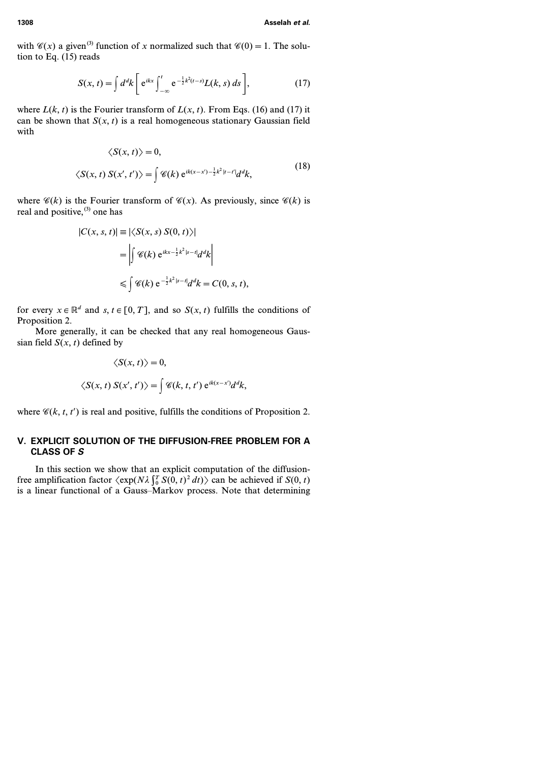with $\mathscr{C}(x)$ a given[3] function of $x$ normalized such that $\mathscr{C}(0)=1$. The solution to Eq. (15) reads

$$S(x,t)=\int d^dk\left[\mathrm{e}^{ikx}\int_{-\infty}^{t}\mathrm{e}^{-\frac{1}{2}k^2(t-s)}L(k,s)\,ds\right], \tag{17}$$

where $L(k,t)$ is the Fourier transform of $L(x,t)$. From Eqs. (16) and (17) it can be shown that $S(x,t)$ is a real homogeneous stationary Gaussian field with

$$\begin{aligned}
&\langle S(x,t)\rangle = 0,\\
&\langle S(x,t)\,S(x',t')\rangle = \int \mathscr{C}(k)\,\mathrm{e}^{ik(x-x')-\frac{1}{2}k^2|t-t'|}d^dk,
\end{aligned} \tag{18}$$

where $\mathscr{C}(k)$ is the Fourier transform of $\mathscr{C}(x)$. As previously, since $\mathscr{C}(k)$ is real and positive,[3] one has

$$\begin{aligned}
|C(x,s,t)| &\equiv |\langle S(x,s)\,S(0,t)\rangle|\\
&=\left|\int \mathscr{C}(k)\,\mathrm{e}^{ikx-\frac{1}{2}k^2|s-t|}d^dk\right|\\
&\leqslant \int \mathscr{C}(k)\,\mathrm{e}^{-\frac{1}{2}k^2|s-t|}d^dk = C(0,s,t),
\end{aligned}$$

for every $x\in\mathbb{R}^d$ and $s,t\in[0,T]$, and so $S(x,t)$ fulfills the conditions of Proposition 2.

More generally, it can be checked that any real homogeneous Gaussian field $S(x,t)$ defined by

$$\begin{aligned}
&\langle S(x,t)\rangle = 0,\\
&\langle S(x,t)\,S(x',t')\rangle = \int \mathscr{C}(k,t,t')\,\mathrm{e}^{ik(x-x')}d^dk,
\end{aligned}$$

where $\mathscr{C}(k,t,t')$ is real and positive, fulfills the conditions of Proposition 2.

## V. EXPLICIT SOLUTION OF THE DIFFUSION-FREE PROBLEM FOR A CLASS OF *S*

In this section we show that an explicit computation of the diffusion-free amplification factor $\langle \exp(N\lambda\int_0^T S(0,t)^2\,dt)\rangle$ can be achieved if $S(0,t)$ is a linear functional of a Gauss–Markov process. Note that determining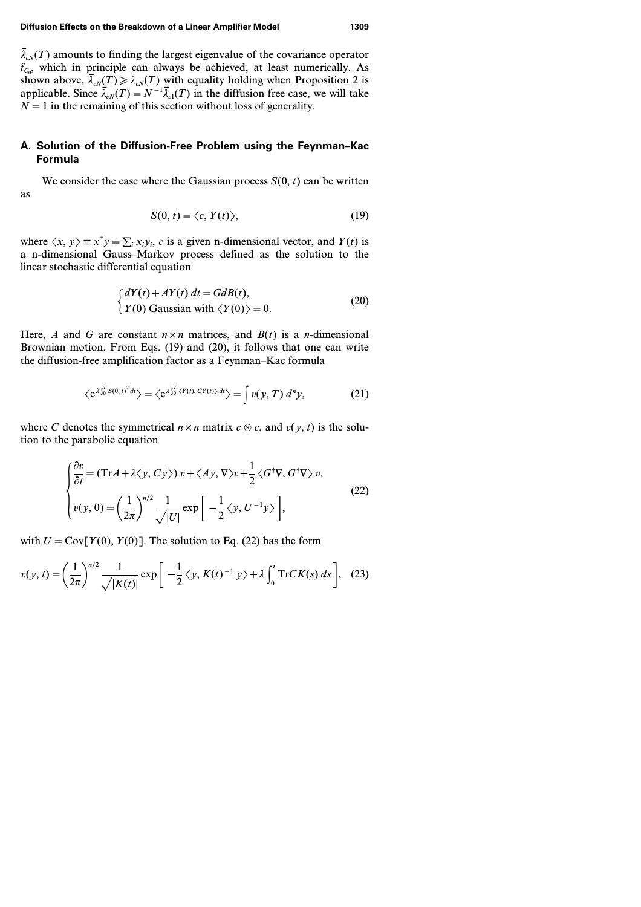$\bar{\lambda}_{cN}(T)$ amounts to finding the largest eigenvalue of the covariance operator $\hat{\Gamma}_{C_0}$, which in principle can always be achieved, at least numerically. As shown above, $\bar{\lambda}_{cN}(T) \geqslant \lambda_{cN}(T)$ with equality holding when Proposition 2 is applicable. Since $\bar{\lambda}_{cN}(T) = N^{-1}\bar{\lambda}_{c1}(T)$ in the diffusion free case, we will take $N = 1$ in the remaining of this section without loss of generality.

## A. Solution of the Diffusion-Free Problem using the Feynman–Kac Formula

We consider the case where the Gaussian process $S(0, t)$ can be written as

$$S(0, t) = \langle c, Y(t) \rangle, \tag{19}$$

where $\langle x, y \rangle \equiv x^\dagger y = \sum_i x_i y_i$, $c$ is a given n-dimensional vector, and $Y(t)$ is a n-dimensional Gauss–Markov process defined as the solution to the linear stochastic differential equation

$$\begin{cases} dY(t) + AY(t)\,dt = G\,dB(t), \\ Y(0) \text{ Gaussian with } \langle Y(0) \rangle = 0. \end{cases} \tag{20}$$

Here, $A$ and $G$ are constant $n \times n$ matrices, and $B(t)$ is a $n$-dimensional Brownian motion. From Eqs. (19) and (20), it follows that one can write the diffusion-free amplification factor as a Feynman–Kac formula

$$\langle e^{\lambda \int_0^T S(0,t)^2\,dt} \rangle = \langle e^{\lambda \int_0^T \langle Y(t), CY(t) \rangle\,dt} \rangle = \int v(y, T)\,d^n y, \tag{21}$$

where $C$ denotes the symmetrical $n \times n$ matrix $c \otimes c$, and $v(y, t)$ is the solution to the parabolic equation

$$\begin{cases} \dfrac{\partial v}{\partial t} = (\mathrm{Tr} A + \lambda \langle y, Cy \rangle)\,v + \langle Ay, \nabla \rangle v + \dfrac{1}{2} \langle G^\dagger \nabla, G^\dagger \nabla \rangle\, v, \\ v(y, 0) = \left(\dfrac{1}{2\pi}\right)^{n/2} \dfrac{1}{\sqrt{|U|}} \exp\left[ -\dfrac{1}{2} \langle y, U^{-1} y \rangle \right], \end{cases} \tag{22}$$

with $U = \mathrm{Cov}[Y(0), Y(0)]$. The solution to Eq. (22) has the form

$$v(y, t) = \left(\frac{1}{2\pi}\right)^{n/2} \frac{1}{\sqrt{|K(t)|}} \exp\left[ -\frac{1}{2} \langle y, K(t)^{-1} y \rangle + \lambda \int_0^t \mathrm{Tr} CK(s)\,ds \right], \tag{23}$$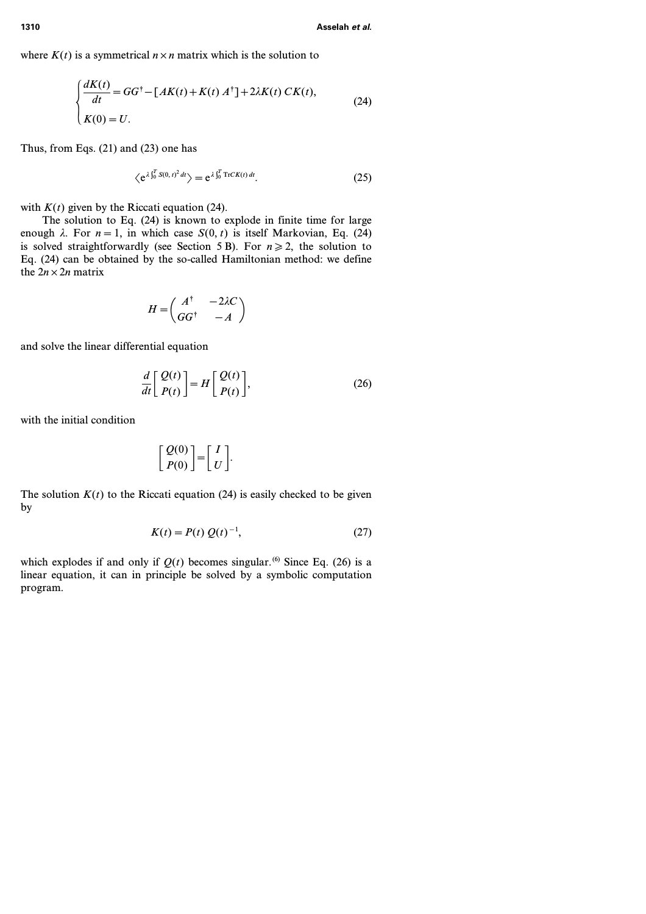where $K(t)$ is a symmetrical $n \times n$ matrix which is the solution to

$$
\begin{cases} \dfrac{dK(t)}{dt} = GG^{\dagger} - [AK(t) + K(t) A^{\dagger}] + 2\lambda K(t) \, CK(t), \\ K(0) = U. \end{cases} \tag{24}
$$

Thus, from Eqs. (21) and (23) one has

$$
\langle e^{\lambda \int_0^T S(0,t)^2 \, dt} \rangle = e^{\lambda \int_0^T \operatorname{Tr} CK(t) \, dt}. \tag{25}
$$

with $K(t)$ given by the Riccati equation (24).

The solution to Eq. (24) is known to explode in finite time for large enough $\lambda$. For $n = 1$, in which case $S(0, t)$ is itself Markovian, Eq. (24) is solved straightforwardly (see Section 5 B). For $n \geqslant 2$, the solution to Eq. (24) can be obtained by the so-called Hamiltonian method: we define the $2n \times 2n$ matrix

$$
H = \begin{pmatrix} A^{\dagger} & -2\lambda C \\ GG^{\dagger} & -A \end{pmatrix}
$$

and solve the linear differential equation

$$
\frac{d}{dt} \begin{bmatrix} Q(t) \\ P(t) \end{bmatrix} = H \begin{bmatrix} Q(t) \\ P(t) \end{bmatrix}, \tag{26}
$$

with the initial condition

$$
\begin{bmatrix} Q(0) \\ P(0) \end{bmatrix} = \begin{bmatrix} I \\ U \end{bmatrix}.
$$

The solution $K(t)$ to the Riccati equation (24) is easily checked to be given by

$$
K(t) = P(t) \, Q(t)^{-1}, \tag{27}
$$

which explodes if and only if $Q(t)$ becomes singular.[6] Since Eq. (26) is a linear equation, it can in principle be solved by a symbolic computation program.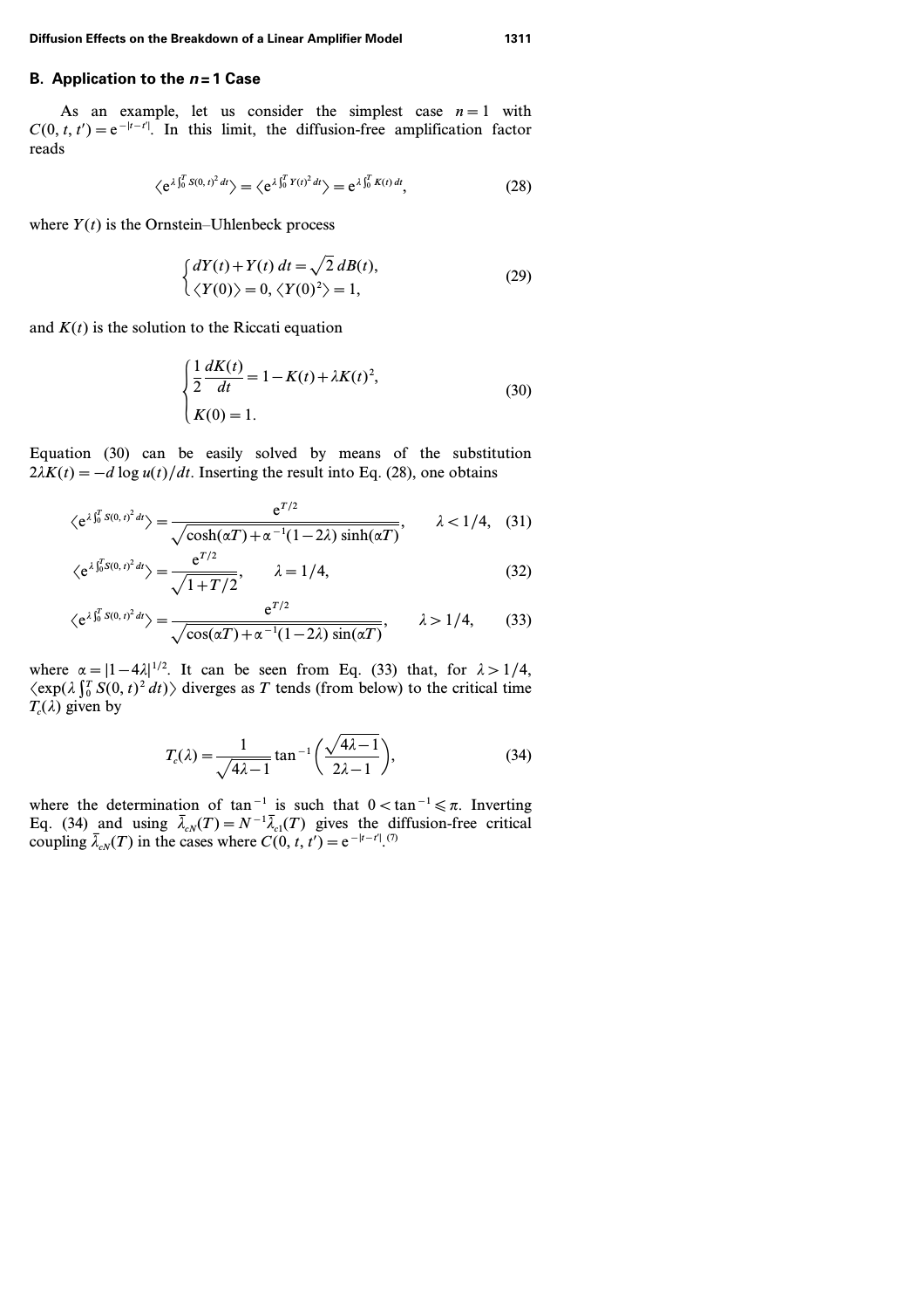## B. Application to the $n=1$ Case

As an example, let us consider the simplest case $n=1$ with $C(0,t,t')=\mathrm{e}^{-|t-t'|}$. In this limit, the diffusion-free amplification factor reads

$$\langle \mathrm{e}^{\lambda \int_0^T S(0,t)^2\,dt}\rangle = \langle \mathrm{e}^{\lambda \int_0^T Y(t)^2\,dt}\rangle = \mathrm{e}^{\lambda \int_0^T K(t)\,dt}, \tag{28}$$

where $Y(t)$ is the Ornstein–Uhlenbeck process

$$\begin{cases} dY(t)+Y(t)\,dt=\sqrt{2}\,dB(t), \\ \langle Y(0)\rangle = 0,\ \langle Y(0)^2\rangle = 1, \end{cases} \tag{29}$$

and $K(t)$ is the solution to the Riccati equation

$$\begin{cases} \dfrac{1}{2}\dfrac{dK(t)}{dt} = 1-K(t)+\lambda K(t)^2, \\ K(0)=1. \end{cases} \tag{30}$$

Equation (30) can be easily solved by means of the substitution $2\lambda K(t) = -d\log u(t)/dt$. Inserting the result into Eq. (28), one obtains

$$\langle \mathrm{e}^{\lambda \int_0^T S(0,t)^2\,dt}\rangle = \frac{\mathrm{e}^{T/2}}{\sqrt{\cosh(\alpha T)+\alpha^{-1}(1-2\lambda)\sinh(\alpha T)}}, \qquad \lambda<1/4, \tag{31}$$

$$\langle \mathrm{e}^{\lambda \int_0^T S(0,t)^2\,dt}\rangle = \frac{\mathrm{e}^{T/2}}{\sqrt{1+T/2}}, \qquad \lambda=1/4, \tag{32}$$

$$\langle \mathrm{e}^{\lambda \int_0^T S(0,t)^2\,dt}\rangle = \frac{\mathrm{e}^{T/2}}{\sqrt{\cos(\alpha T)+\alpha^{-1}(1-2\lambda)\sin(\alpha T)}}, \qquad \lambda>1/4, \tag{33}$$

where $\alpha = |1-4\lambda|^{1/2}$. It can be seen from Eq. (33) that, for $\lambda>1/4$, $\langle \exp(\lambda \int_0^T S(0,t)^2\,dt)\rangle$ diverges as $T$ tends (from below) to the critical time $T_c(\lambda)$ given by

$$T_c(\lambda) = \frac{1}{\sqrt{4\lambda-1}}\tan^{-1}\left(\frac{\sqrt{4\lambda-1}}{2\lambda-1}\right), \tag{34}$$

where the determination of $\tan^{-1}$ is such that $0<\tan^{-1}\leqslant\pi$. Inverting Eq. (34) and using $\bar{\lambda}_{cN}(T) = N^{-1}\bar{\lambda}_{c1}(T)$ gives the diffusion-free critical coupling $\bar{\lambda}_{cN}(T)$ in the cases where $C(0,t,t')=\mathrm{e}^{-|t-t'|}$.[7]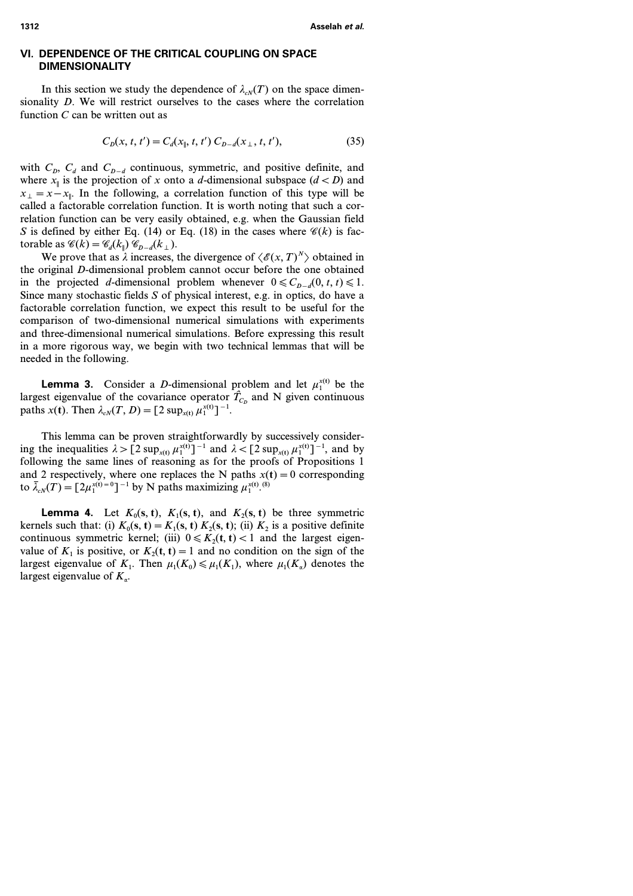## VI. DEPENDENCE OF THE CRITICAL COUPLING ON SPACE DIMENSIONALITY

In this section we study the dependence of $\lambda_{cN}(T)$ on the space dimensionality $D$. We will restrict ourselves to the cases where the correlation function $C$ can be written out as

$$C_D(x, t, t') = C_d(x_\parallel, t, t')\, C_{D-d}(x_\perp, t, t'), \tag{35}$$

with $C_D$, $C_d$ and $C_{D-d}$ continuous, symmetric, and positive definite, and where $x_\parallel$ is the projection of $x$ onto a $d$-dimensional subspace ($d < D$) and $x_\perp = x - x_\parallel$. In the following, a correlation function of this type will be called a factorable correlation function. It is worth noting that such a correlation function can be very easily obtained, e.g. when the Gaussian field $S$ is defined by either Eq. (14) or Eq. (18) in the cases where $\mathscr{C}(k)$ is factorable as $\mathscr{C}(k) = \mathscr{C}_d(k_\parallel)\, \mathscr{C}_{D-d}(k_\perp)$.

We prove that as $\lambda$ increases, the divergence of $\langle \mathscr{E}(x, T)^N \rangle$ obtained in the original $D$-dimensional problem cannot occur before the one obtained in the projected $d$-dimensional problem whenever $0 \leqslant C_{D-d}(0, t, t) \leqslant 1$. Since many stochastic fields $S$ of physical interest, e.g. in optics, do have a factorable correlation function, we expect this result to be useful for the comparison of two-dimensional numerical simulations with experiments and three-dimensional numerical simulations. Before expressing this result in a more rigorous way, we begin with two technical lemmas that will be needed in the following.

**Lemma 3.** Consider a $D$-dimensional problem and let $\mu_1^{x(\mathbf{t})}$ be the largest eigenvalue of the covariance operator $\hat{T}_{C_D}$ and N given continuous paths $x(\mathbf{t})$. Then $\lambda_{cN}(T, D) = [2 \sup_{x(\mathbf{t})} \mu_1^{x(\mathbf{t})}]^{-1}$.

This lemma can be proven straightforwardly by successively considering the inequalities $\lambda > [2 \sup_{x(\mathbf{t})} \mu_1^{x(\mathbf{t})}]^{-1}$ and $\lambda < [2 \sup_{x(\mathbf{t})} \mu_1^{x(\mathbf{t})}]^{-1}$, and by following the same lines of reasoning as for the proofs of Propositions 1 and 2 respectively, where one replaces the N paths $x(\mathbf{t}) = 0$ corresponding to $\bar{\lambda}_{cN}(T) = [2\mu_1^{x(\mathbf{t})=0}]^{-1}$ by N paths maximizing $\mu_1^{x(\mathbf{t})}$.[8]

**Lemma 4.** Let $K_0(\mathbf{s}, \mathbf{t})$, $K_1(\mathbf{s}, \mathbf{t})$, and $K_2(\mathbf{s}, \mathbf{t})$ be three symmetric kernels such that: (i) $K_0(\mathbf{s}, \mathbf{t}) = K_1(\mathbf{s}, \mathbf{t})\, K_2(\mathbf{s}, \mathbf{t})$; (ii) $K_2$ is a positive definite continuous symmetric kernel; (iii) $0 \leqslant K_2(\mathbf{t}, \mathbf{t}) < 1$ and the largest eigenvalue of $K_1$ is positive, or $K_2(\mathbf{t}, \mathbf{t}) = 1$ and no condition on the sign of the largest eigenvalue of $K_1$. Then $\mu_1(K_0) \leqslant \mu_1(K_1)$, where $\mu_1(K_\alpha)$ denotes the largest eigenvalue of $K_\alpha$.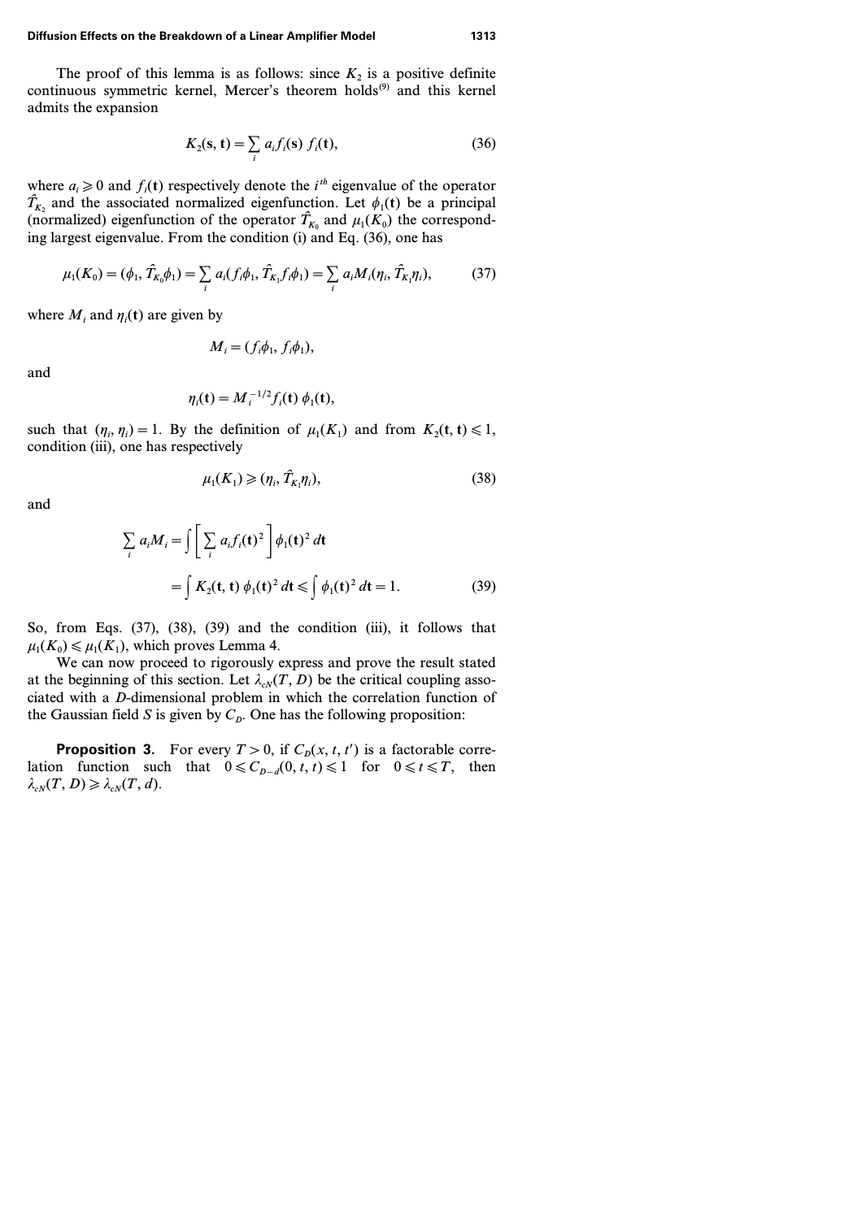The proof of this lemma is as follows: since $K_2$ is a positive definite continuous symmetric kernel, Mercer's theorem holds[9] and this kernel admits the expansion

$$K_2(\mathbf{s}, \mathbf{t}) = \sum_i a_i f_i(\mathbf{s}) f_i(\mathbf{t}), \tag{36}$$

where $a_i \geqslant 0$ and $f_i(\mathbf{t})$ respectively denote the $i^{th}$ eigenvalue of the operator $\hat{T}_{K_2}$ and the associated normalized eigenfunction. Let $\phi_1(\mathbf{t})$ be a principal (normalized) eigenfunction of the operator $\hat{T}_{K_0}$ and $\mu_1(K_0)$ the corresponding largest eigenvalue. From the condition (i) and Eq. (36), one has

$$\mu_1(K_0) = (\phi_1, \hat{T}_{K_0}\phi_1) = \sum_i a_i (f_i\phi_1, \hat{T}_{K_1} f_i \phi_1) = \sum_i a_i M_i (\eta_i, \hat{T}_{K_1}\eta_i), \tag{37}$$

where $M_i$ and $\eta_i(\mathbf{t})$ are given by

$$M_i = (f_i\phi_1, f_i\phi_1),$$

and

$$\eta_i(\mathbf{t}) = M_i^{-1/2} f_i(\mathbf{t})\, \phi_1(\mathbf{t}),$$

such that $(\eta_i, \eta_i) = 1$. By the definition of $\mu_1(K_1)$ and from $K_2(\mathbf{t}, \mathbf{t}) \leqslant 1$, condition (iii), one has respectively

$$\mu_1(K_1) \geqslant (\eta_i, \hat{T}_{K_1}\eta_i), \tag{38}$$

and

$$\begin{aligned} \sum_i a_i M_i &= \int \left[ \sum_i a_i f_i(\mathbf{t})^2 \right] \phi_1(\mathbf{t})^2 \, d\mathbf{t} \\ &= \int K_2(\mathbf{t}, \mathbf{t})\, \phi_1(\mathbf{t})^2 \, d\mathbf{t} \leqslant \int \phi_1(\mathbf{t})^2 \, d\mathbf{t} = 1. \end{aligned} \tag{39}$$

So, from Eqs. (37), (38), (39) and the condition (iii), it follows that $\mu_1(K_0) \leqslant \mu_1(K_1)$, which proves Lemma 4.

We can now proceed to rigorously express and prove the result stated at the beginning of this section. Let $\lambda_{cN}(T, D)$ be the critical coupling associated with a $D$-dimensional problem in which the correlation function of the Gaussian field $S$ is given by $C_D$. One has the following proposition:

**Proposition 3.** For every $T > 0$, if $C_D(x, t, t')$ is a factorable correlation function such that $0 \leqslant C_{D-d}(0, t, t) \leqslant 1$ for $0 \leqslant t \leqslant T$, then $\lambda_{cN}(T, D) \geqslant \lambda_{cN}(T, d)$.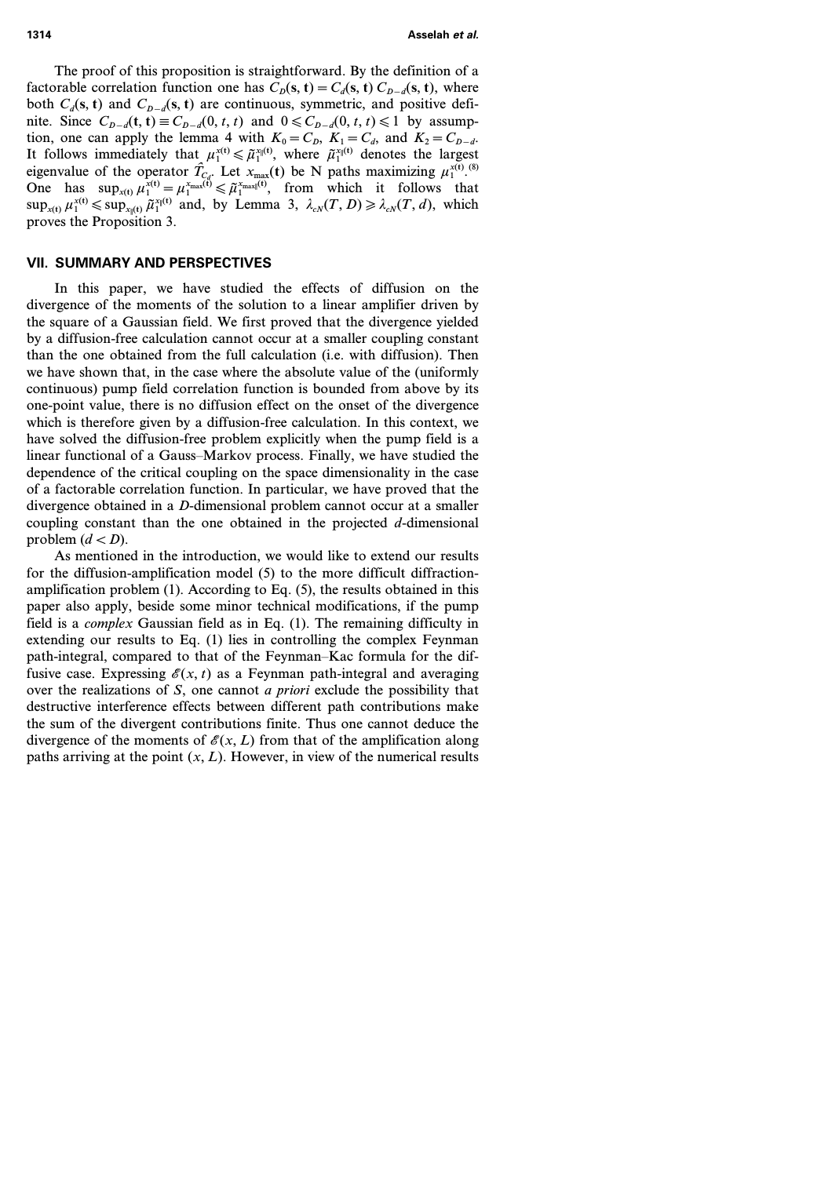The proof of this proposition is straightforward. By the definition of a factorable correlation function one has $C_D(\mathbf{s}, \mathbf{t}) = C_d(\mathbf{s}, \mathbf{t})\, C_{D-d}(\mathbf{s}, \mathbf{t})$, where both $C_d(\mathbf{s}, \mathbf{t})$ and $C_{D-d}(\mathbf{s}, \mathbf{t})$ are continuous, symmetric, and positive definite. Since $C_{D-d}(\mathbf{t}, \mathbf{t}) \equiv C_{D-d}(0, t, t)$ and $0 \leqslant C_{D-d}(0, t, t) \leqslant 1$ by assumption, one can apply the lemma 4 with $K_0 = C_D$, $K_1 = C_d$, and $K_2 = C_{D-d}$. It follows immediately that $\mu_1^{x(\mathbf{t})} \leqslant \tilde{\mu}_1^{x_\parallel(\mathbf{t})}$, where $\tilde{\mu}_1^{x_\parallel(\mathbf{t})}$ denotes the largest eigenvalue of the operator $\hat{T}_{C_d}$. Let $x_{\max}(\mathbf{t})$ be N paths maximizing $\mu_1^{x(\mathbf{t})}$.[8] One has $\sup_{x(\mathbf{t})} \mu_1^{x(\mathbf{t})} = \mu_1^{x_{\max}(\mathbf{t})} \leqslant \tilde{\mu}_1^{x_{\max\parallel}(\mathbf{t})}$, from which it follows that $\sup_{x(\mathbf{t})} \mu_1^{x(\mathbf{t})} \leqslant \sup_{x_\parallel(\mathbf{t})} \tilde{\mu}_1^{x_\parallel(\mathbf{t})}$ and, by Lemma 3, $\lambda_{cN}(T, D) \geqslant \lambda_{cN}(T, d)$, which proves the Proposition 3.

## VII. SUMMARY AND PERSPECTIVES

In this paper, we have studied the effects of diffusion on the divergence of the moments of the solution to a linear amplifier driven by the square of a Gaussian field. We first proved that the divergence yielded by a diffusion-free calculation cannot occur at a smaller coupling constant than the one obtained from the full calculation (i.e. with diffusion). Then we have shown that, in the case where the absolute value of the (uniformly continuous) pump field correlation function is bounded from above by its one-point value, there is no diffusion effect on the onset of the divergence which is therefore given by a diffusion-free calculation. In this context, we have solved the diffusion-free problem explicitly when the pump field is a linear functional of a Gauss–Markov process. Finally, we have studied the dependence of the critical coupling on the space dimensionality in the case of a factorable correlation function. In particular, we have proved that the divergence obtained in a $D$-dimensional problem cannot occur at a smaller coupling constant than the one obtained in the projected $d$-dimensional problem ($d < D$).

As mentioned in the introduction, we would like to extend our results for the diffusion-amplification model (5) to the more difficult diffraction-amplification problem (1). According to Eq. (5), the results obtained in this paper also apply, beside some minor technical modifications, if the pump field is a *complex* Gaussian field as in Eq. (1). The remaining difficulty in extending our results to Eq. (1) lies in controlling the complex Feynman path-integral, compared to that of the Feynman–Kac formula for the diffusive case. Expressing $\mathscr{E}(x, t)$ as a Feynman path-integral and averaging over the realizations of $S$, one cannot *a priori* exclude the possibility that destructive interference effects between different path contributions make the sum of the divergent contributions finite. Thus one cannot deduce the divergence of the moments of $\mathscr{E}(x, L)$ from that of the amplification along paths arriving at the point $(x, L)$. However, in view of the numerical results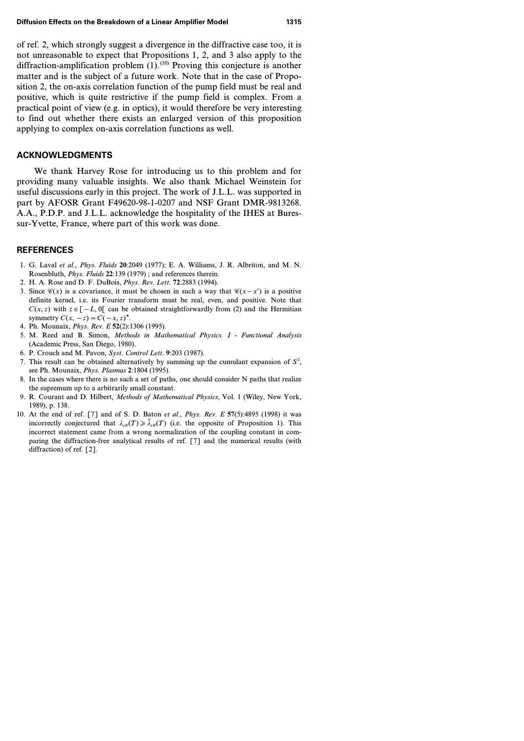of ref. 2, which strongly suggest a divergence in the diffractive case too, it is not unreasonable to expect that Propositions 1, 2, and 3 also apply to the diffraction-amplification problem (1).[10] Proving this conjecture is another matter and is the subject of a future work. Note that in the case of Proposition 2, the on-axis correlation function of the pump field must be real and positive, which is quite restrictive if the pump field is complex. From a practical point of view (e.g. in optics), it would therefore be very interesting to find out whether there exists an enlarged version of this proposition applying to complex on-axis correlation functions as well.

## ACKNOWLEDGMENTS

We thank Harvey Rose for introducing us to this problem and for providing many valuable insights. We also thank Michael Weinstein for useful discussions early in this project. The work of J.L.L. was supported in part by AFOSR Grant F49620-98-1-0207 and NSF Grant DMR-9813268. A.A., P.D.P. and J.L.L. acknowledge the hospitality of the IHES at Bures-sur-Yvette, France, where part of this work was done.

## REFERENCES

1. G. Laval *et al.*, *Phys. Fluids* **20**:2049 (1977); E. A. Williams, J. R. Albriton, and M. N. Rosenbluth, *Phys. Fluids* **22**:139 (1979) ; and references therein.
2. H. A. Rose and D. F. DuBois, *Phys. Rev. Lett.* **72**:2883 (1994).
3. Since $\mathscr{C}(x)$ is a covariance, it must be chosen in such a way that $\mathscr{C}(x-x')$ is a positive definite kernel, i.e. its Fourier transform must be real, even, and positive. Note that $C(x, z)$ with $z \in [-L, 0[$ can be obtained straightforwardly from (2) and the Hermitian symmetry $C(x, -z) = C(-x, z)^*$.
4. Ph. Mounaix, *Phys. Rev. E* **52**(2):1306 (1995).
5. M. Reed and B. Simon, *Methods in Mathematical Physics. I - Functional Analysis* (Academic Press, San Diego, 1980).
6. P. Crouch and M. Pavon, *Syst. Control Lett.* **9**:203 (1987).
7. This result can be obtained alternatively by summing up the cumulant expansion of $S^2$, see Ph. Mounaix, *Phys. Plasmas* **2**:1804 (1995).
8. In the cases where there is no such a set of paths, one should consider N paths that realize the supremum up to a arbitrarily small constant.
9. R. Courant and D. Hilbert, *Methods of Mathematical Physics*, Vol. 1 (Wiley, New York, 1989), p. 138.
10. At the end of ref. [7] and of S. D. Baton *et al.*, *Phys. Rev. E* **57**(5):4895 (1998) it was incorrectly conjectured that $\lambda_{cN}(T) \geqslant \bar{\lambda}_{cN}(T)$ (i.e. the opposite of Proposition 1). This incorrect statement came from a wrong normalization of the coupling constant in comparing the diffraction-free analytical results of ref. [7] and the numerical results (with diffraction) of ref. [2].